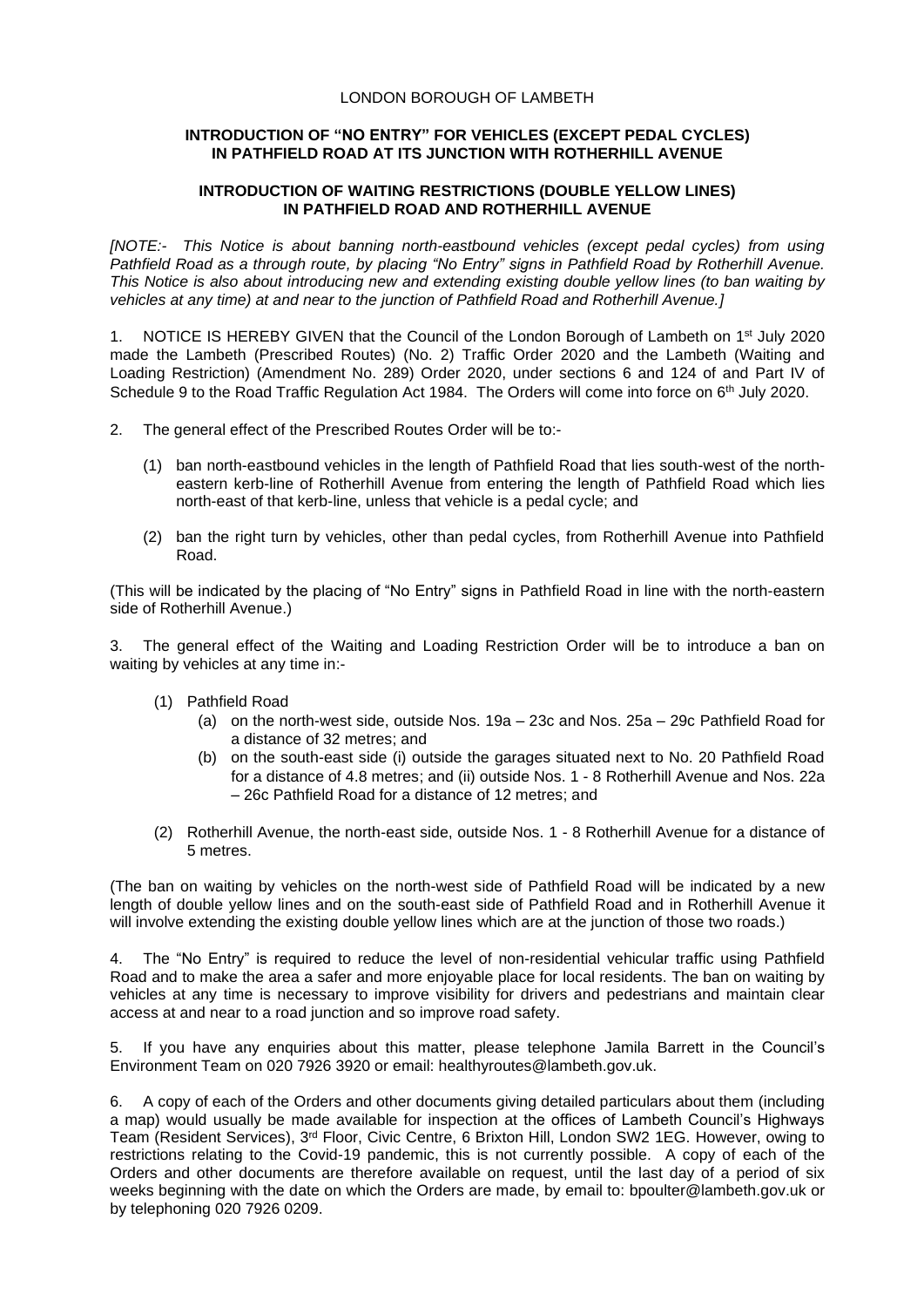LONDON BOROUGH OF LAMBETH

**INTRODUCTION OF "NO ENTRY" FOR VEHICLES (EXCEPT PEDAL CYCLES) IN PATHFIELD ROAD AT ITS JUNCTION WITH ROTHERHILL AVENUE**

**INTRODUCTION OF WAITING RESTRICTIONS (DOUBLE YELLOW LINES) IN PATHFIELD ROAD AND ROTHERHILL AVENUE**

*[NOTE:- This Notice is about banning north-eastbound vehicles (except pedal cycles) from using Pathfield Road as a through route, by placing "No Entry" signs in Pathfield Road by Rotherhill Avenue. This Notice is also about introducing new and extending existing double yellow lines (to ban waiting by vehicles at any time) at and near to the junction of Pathfield Road and Rotherhill Avenue.]*

1. NOTICE IS HEREBY GIVEN that the Council of the London Borough of Lambeth on 1st July 2020 made the Lambeth (Prescribed Routes) (No. 2) Traffic Order 2020 and the Lambeth (Waiting and Loading Restriction) (Amendment No. 289) Order 2020, under sections 6 and 124 of and Part IV of Schedule 9 to the Road Traffic Regulation Act 1984. The Orders will come into force on 6th July 2020.

2. The general effect of the Prescribed Routes Order will be to:-

   (1) ban north-eastbound vehicles in the length of Pathfield Road that lies south-west of the north-eastern kerb-line of Rotherhill Avenue from entering the length of Pathfield Road which lies north-east of that kerb-line, unless that vehicle is a pedal cycle; and

   (2) ban the right turn by vehicles, other than pedal cycles, from Rotherhill Avenue into Pathfield Road.

(This will be indicated by the placing of "No Entry" signs in Pathfield Road in line with the north-eastern side of Rotherhill Avenue.)

3. The general effect of the Waiting and Loading Restriction Order will be to introduce a ban on waiting by vehicles at any time in:-

   (1) Pathfield Road
      (a) on the north-west side, outside Nos. 19a – 23c and Nos. 25a – 29c Pathfield Road for a distance of 32 metres; and
      (b) on the south-east side (i) outside the garages situated next to No. 20 Pathfield Road for a distance of 4.8 metres; and (ii) outside Nos. 1 - 8 Rotherhill Avenue and Nos. 22a – 26c Pathfield Road for a distance of 12 metres; and

   (2) Rotherhill Avenue, the north-east side, outside Nos. 1 - 8 Rotherhill Avenue for a distance of 5 metres.

(The ban on waiting by vehicles on the north-west side of Pathfield Road will be indicated by a new length of double yellow lines and on the south-east side of Pathfield Road and in Rotherhill Avenue it will involve extending the existing double yellow lines which are at the junction of those two roads.)

4. The "No Entry" is required to reduce the level of non-residential vehicular traffic using Pathfield Road and to make the area a safer and more enjoyable place for local residents. The ban on waiting by vehicles at any time is necessary to improve visibility for drivers and pedestrians and maintain clear access at and near to a road junction and so improve road safety.

5. If you have any enquiries about this matter, please telephone Jamila Barrett in the Council's Environment Team on 020 7926 3920 or email: healthyroutes@lambeth.gov.uk.

6. A copy of each of the Orders and other documents giving detailed particulars about them (including a map) would usually be made available for inspection at the offices of Lambeth Council's Highways Team (Resident Services), 3rd Floor, Civic Centre, 6 Brixton Hill, London SW2 1EG. However, owing to restrictions relating to the Covid-19 pandemic, this is not currently possible. A copy of each of the Orders and other documents are therefore available on request, until the last day of a period of six weeks beginning with the date on which the Orders are made, by email to: bpoulter@lambeth.gov.uk or by telephoning 020 7926 0209.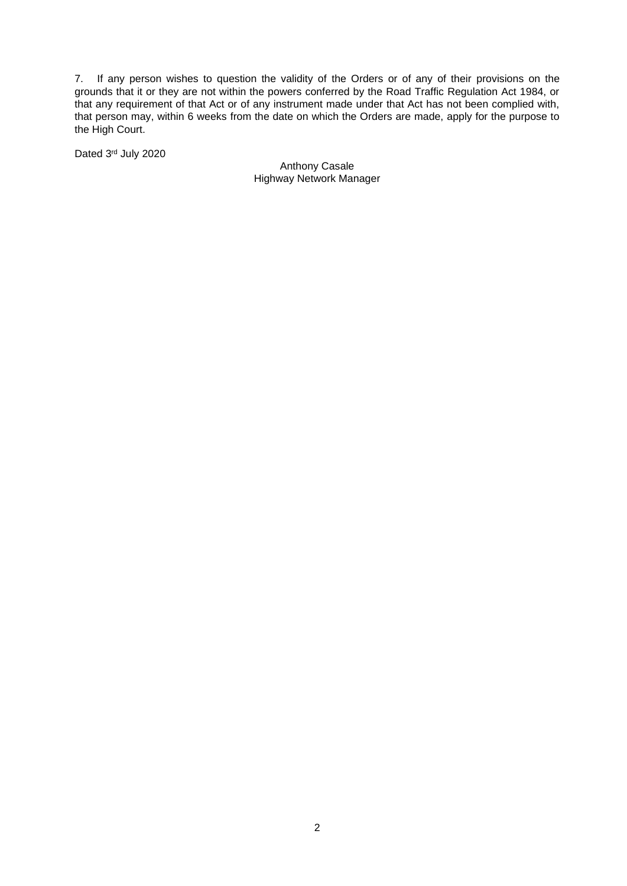7. If any person wishes to question the validity of the Orders or of any of their provisions on the grounds that it or they are not within the powers conferred by the Road Traffic Regulation Act 1984, or that any requirement of that Act or of any instrument made under that Act has not been complied with, that person may, within 6 weeks from the date on which the Orders are made, apply for the purpose to the High Court.

Dated 3rd July 2020

Anthony Casale
Highway Network Manager